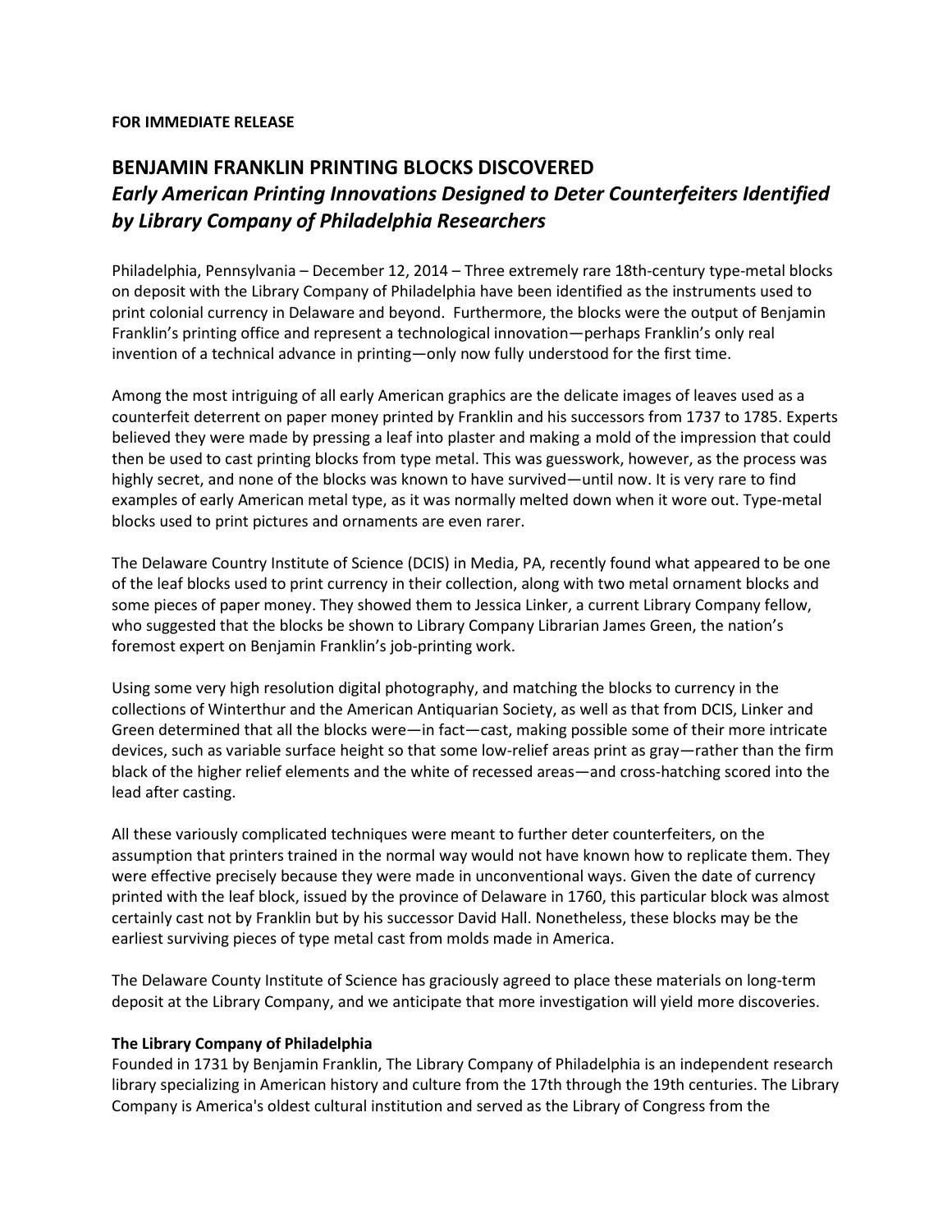**FOR IMMEDIATE RELEASE**

# BENJAMIN FRANKLIN PRINTING BLOCKS DISCOVERED

## *Early American Printing Innovations Designed to Deter Counterfeiters Identified by Library Company of Philadelphia Researchers*

Philadelphia, Pennsylvania – December 12, 2014 – Three extremely rare 18th-century type-metal blocks on deposit with the Library Company of Philadelphia have been identified as the instruments used to print colonial currency in Delaware and beyond. Furthermore, the blocks were the output of Benjamin Franklin's printing office and represent a technological innovation—perhaps Franklin's only real invention of a technical advance in printing—only now fully understood for the first time.

Among the most intriguing of all early American graphics are the delicate images of leaves used as a counterfeit deterrent on paper money printed by Franklin and his successors from 1737 to 1785. Experts believed they were made by pressing a leaf into plaster and making a mold of the impression that could then be used to cast printing blocks from type metal. This was guesswork, however, as the process was highly secret, and none of the blocks was known to have survived—until now. It is very rare to find examples of early American metal type, as it was normally melted down when it wore out. Type-metal blocks used to print pictures and ornaments are even rarer.

The Delaware Country Institute of Science (DCIS) in Media, PA, recently found what appeared to be one of the leaf blocks used to print currency in their collection, along with two metal ornament blocks and some pieces of paper money. They showed them to Jessica Linker, a current Library Company fellow, who suggested that the blocks be shown to Library Company Librarian James Green, the nation's foremost expert on Benjamin Franklin's job-printing work.

Using some very high resolution digital photography, and matching the blocks to currency in the collections of Winterthur and the American Antiquarian Society, as well as that from DCIS, Linker and Green determined that all the blocks were—in fact—cast, making possible some of their more intricate devices, such as variable surface height so that some low-relief areas print as gray—rather than the firm black of the higher relief elements and the white of recessed areas—and cross-hatching scored into the lead after casting.

All these variously complicated techniques were meant to further deter counterfeiters, on the assumption that printers trained in the normal way would not have known how to replicate them. They were effective precisely because they were made in unconventional ways. Given the date of currency printed with the leaf block, issued by the province of Delaware in 1760, this particular block was almost certainly cast not by Franklin but by his successor David Hall. Nonetheless, these blocks may be the earliest surviving pieces of type metal cast from molds made in America.

The Delaware County Institute of Science has graciously agreed to place these materials on long-term deposit at the Library Company, and we anticipate that more investigation will yield more discoveries.

**The Library Company of Philadelphia**

Founded in 1731 by Benjamin Franklin, The Library Company of Philadelphia is an independent research library specializing in American history and culture from the 17th through the 19th centuries. The Library Company is America's oldest cultural institution and served as the Library of Congress from the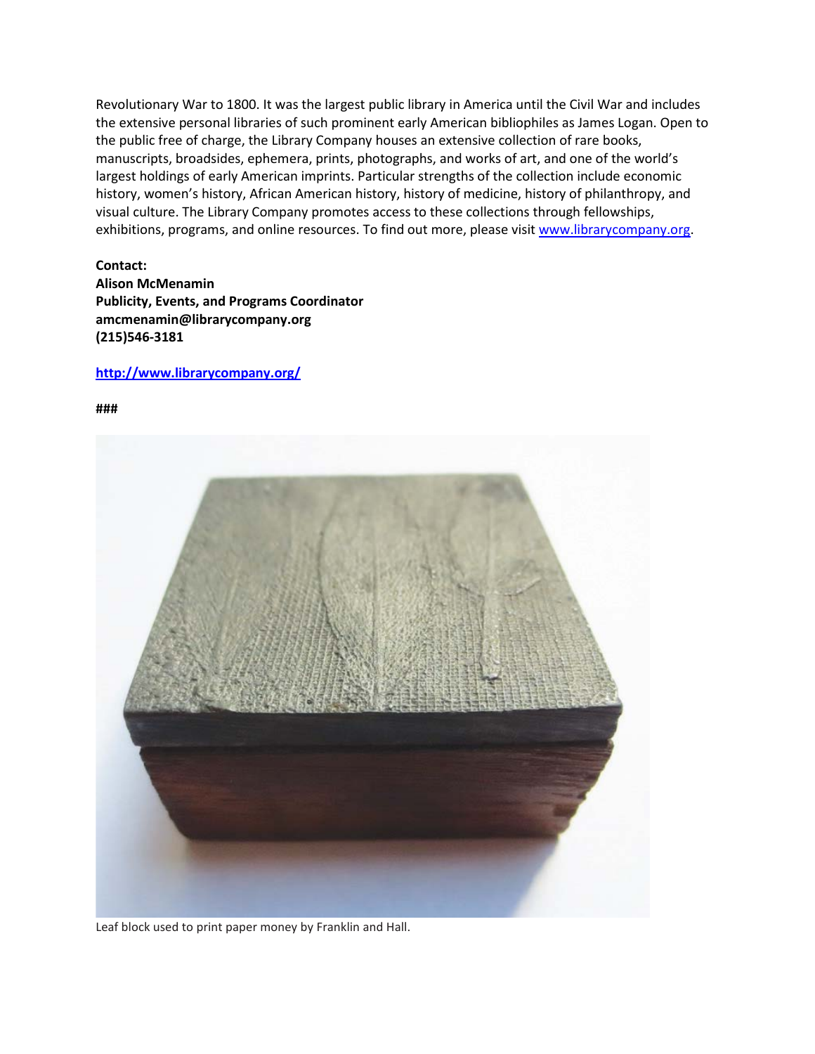Revolutionary War to 1800. It was the largest public library in America until the Civil War and includes the extensive personal libraries of such prominent early American bibliophiles as James Logan. Open to the public free of charge, the Library Company houses an extensive collection of rare books, manuscripts, broadsides, ephemera, prints, photographs, and works of art, and one of the world's largest holdings of early American imprints. Particular strengths of the collection include economic history, women's history, African American history, history of medicine, history of philanthropy, and visual culture. The Library Company promotes access to these collections through fellowships, exhibitions, programs, and online resources. To find out more, please visit [www.librarycompany.org](http://www.librarycompany.org).

**Contact:**
**Alison McMenamin**
**Publicity, Events, and Programs Coordinator**
**amcmenamin@librarycompany.org**
**(215)546-3181**

**[http://www.librarycompany.org/](http://www.librarycompany.org/)**

**###**

Leaf block used to print paper money by Franklin and Hall.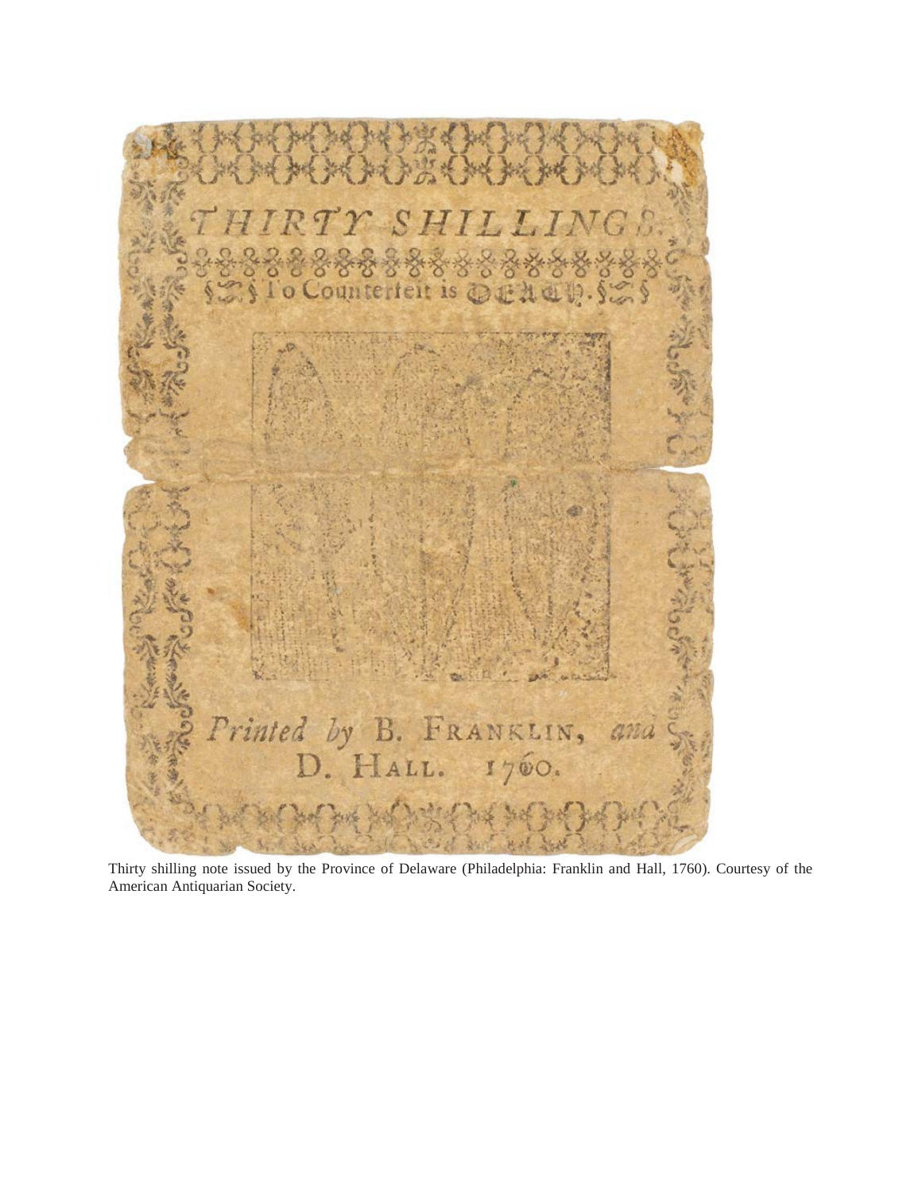Thirty shilling note issued by the Province of Delaware (Philadelphia: Franklin and Hall, 1760). Courtesy of the American Antiquarian Society.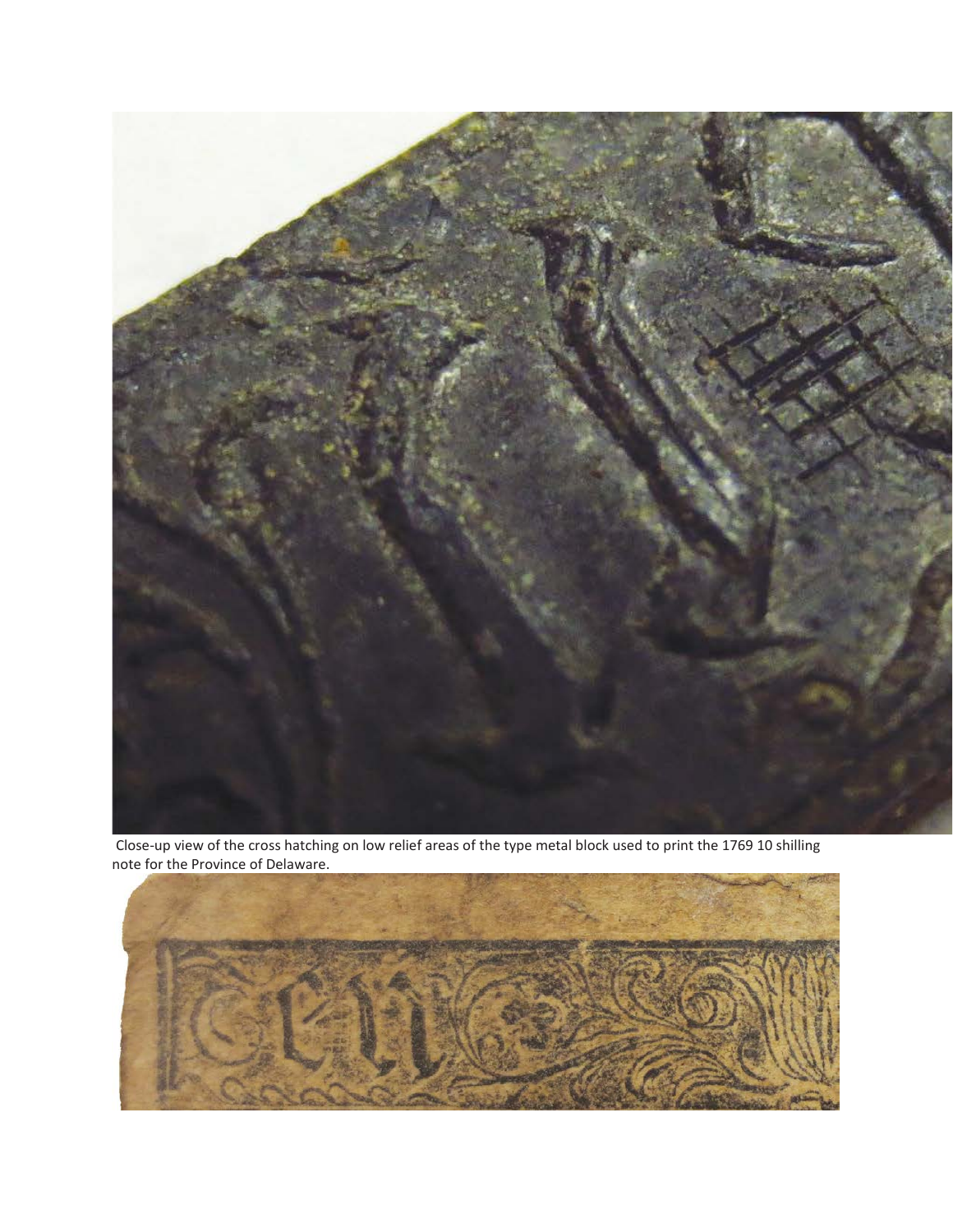Close-up view of the cross hatching on low relief areas of the type metal block used to print the 1769 10 shilling note for the Province of Delaware.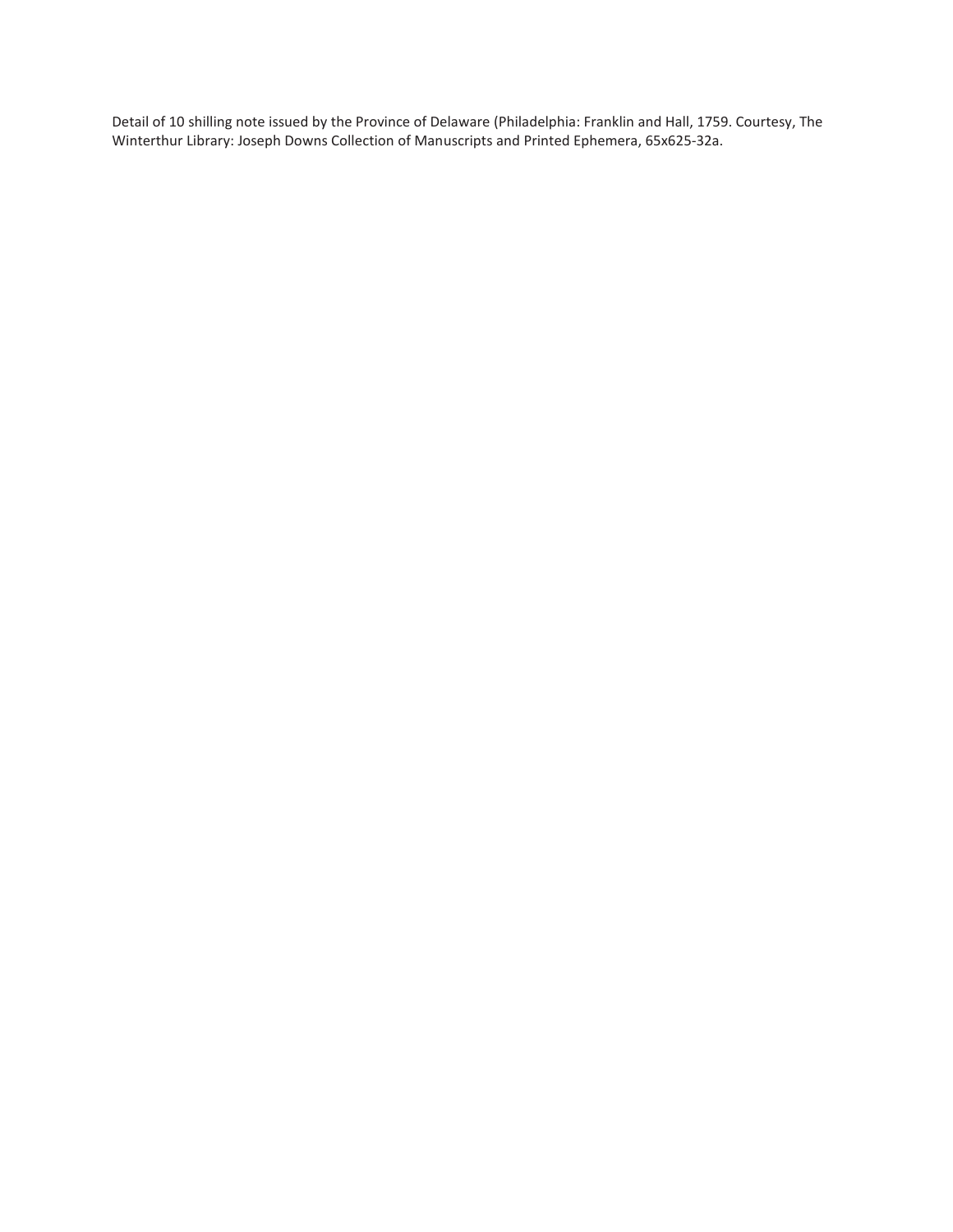Detail of 10 shilling note issued by the Province of Delaware (Philadelphia: Franklin and Hall, 1759. Courtesy, The Winterthur Library: Joseph Downs Collection of Manuscripts and Printed Ephemera, 65x625-32a.